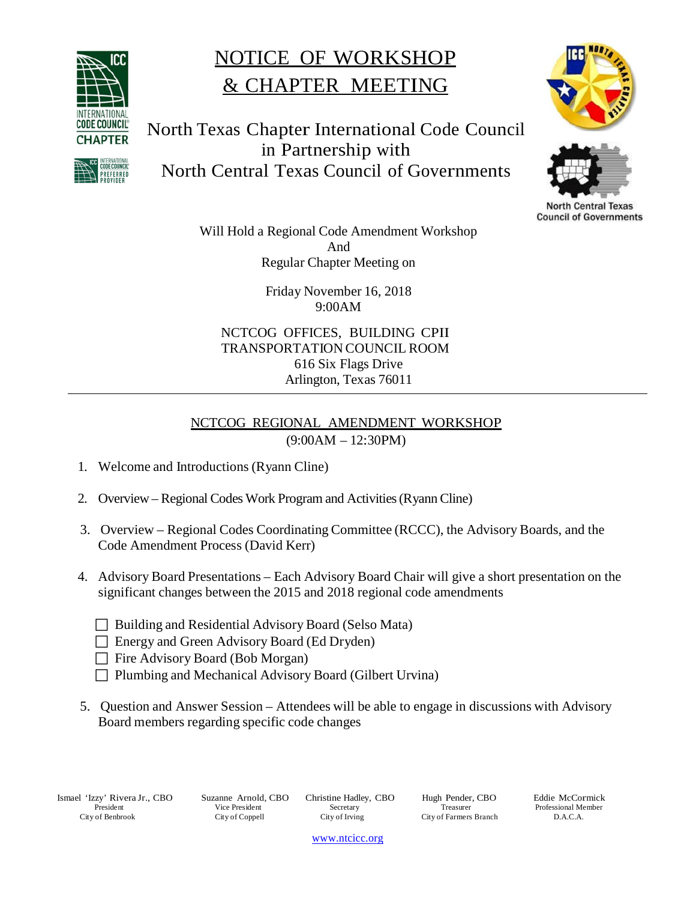# NOTICE OF WORKSHOP & CHAPTER MEETING

North Texas Chapter International Code Council
in Partnership with
North Central Texas Council of Governments

North Central Texas Council of Governments

Will Hold a Regional Code Amendment Workshop
And
Regular Chapter Meeting on

Friday November 16, 2018
9:00AM

NCTCOG OFFICES, BUILDING CPII
TRANSPORTATION COUNCIL ROOM
616 Six Flags Drive
Arlington, Texas 76011

---

## NCTCOG REGIONAL AMENDMENT WORKSHOP

(9:00AM – 12:30PM)

1. Welcome and Introductions (Ryann Cline)
2. Overview – Regional Codes Work Program and Activities (Ryann Cline)
3. Overview – Regional Codes Coordinating Committee (RCCC), the Advisory Boards, and the Code Amendment Process (David Kerr)
4. Advisory Board Presentations – Each Advisory Board Chair will give a short presentation on the significant changes between the 2015 and 2018 regional code amendments
   - ☐ Building and Residential Advisory Board (Selso Mata)
   - ☐ Energy and Green Advisory Board (Ed Dryden)
   - ☐ Fire Advisory Board (Bob Morgan)
   - ☐ Plumbing and Mechanical Advisory Board (Gilbert Urvina)
5. Question and Answer Session – Attendees will be able to engage in discussions with Advisory Board members regarding specific code changes

| Ismael 'Izzy' Rivera Jr., CBO | Suzanne Arnold, CBO | Christine Hadley, CBO | Hugh Pender, CBO | Eddie McCormick |
|---|---|---|---|---|
| President | Vice President | Secretary | Treasurer | Professional Member |
| City of Benbrook | City of Coppell | City of Irving | City of Farmers Branch | D.A.C.A. |

www.ntcicc.org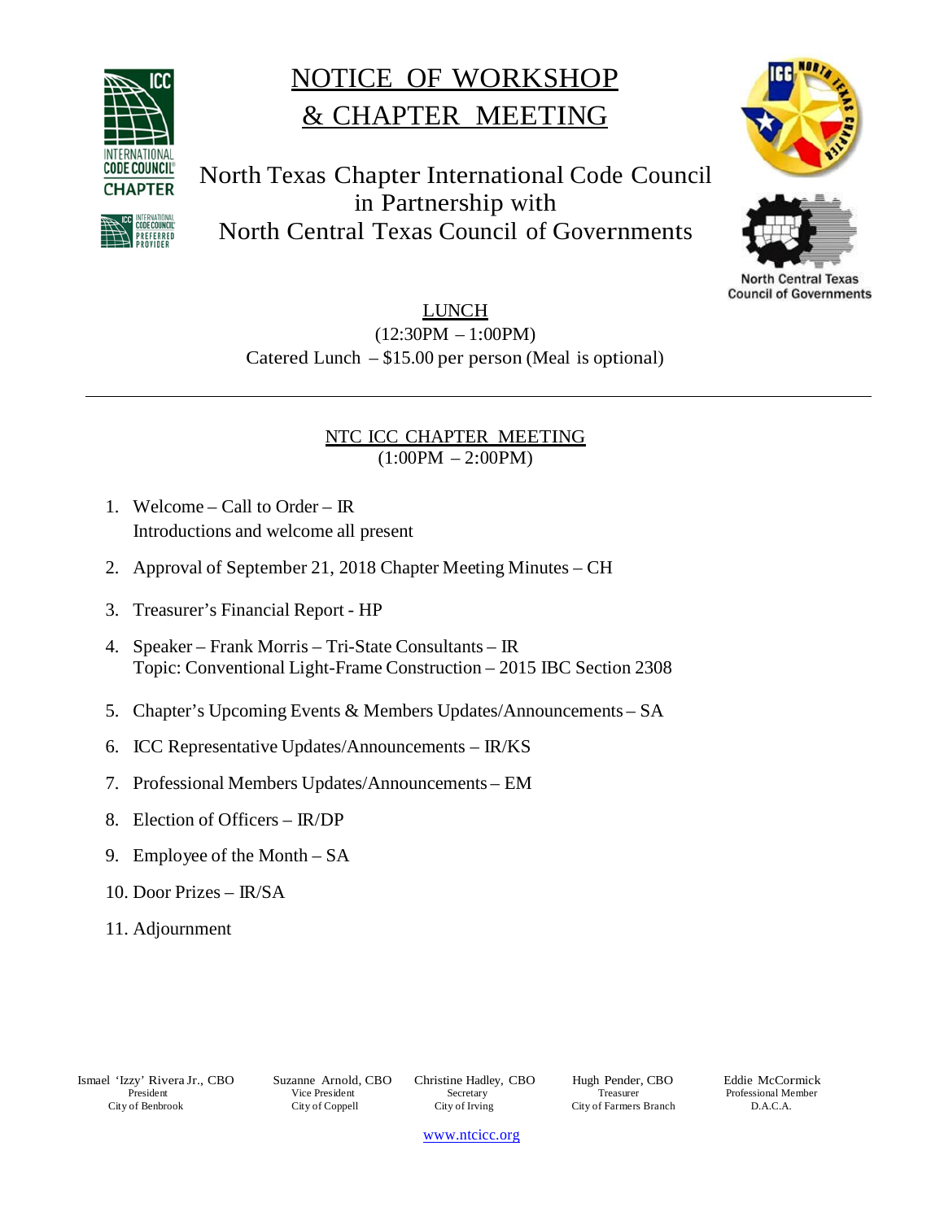# NOTICE OF WORKSHOP & CHAPTER MEETING

North Texas Chapter International Code Council
in Partnership with
North Central Texas Council of Governments

INTERNATIONAL CODE COUNCIL CHAPTER

INTERNATIONAL CODE COUNCIL PREFERRED PROVIDER

North Central Texas Council of Governments

## LUNCH

(12:30PM – 1:00PM)

Catered Lunch – $15.00 per person (Meal is optional)

---

## NTC ICC CHAPTER MEETING

(1:00PM – 2:00PM)

1. Welcome – Call to Order – IR
   Introductions and welcome all present
2. Approval of September 21, 2018 Chapter Meeting Minutes – CH
3. Treasurer's Financial Report - HP
4. Speaker – Frank Morris – Tri-State Consultants – IR
   Topic: Conventional Light-Frame Construction – 2015 IBC Section 2308
5. Chapter's Upcoming Events & Members Updates/Announcements – SA
6. ICC Representative Updates/Announcements – IR/KS
7. Professional Members Updates/Announcements – EM
8. Election of Officers – IR/DP
9. Employee of the Month – SA
10. Door Prizes – IR/SA
11. Adjournment

Ismael 'Izzy' Rivera Jr., CBO
President
City of Benbrook

Suzanne Arnold, CBO
Vice President
City of Coppell

Christine Hadley, CBO
Secretary
City of Irving

Hugh Pender, CBO
Treasurer
City of Farmers Branch

Eddie McCormick
Professional Member
D.A.C.A.

www.ntcicc.org